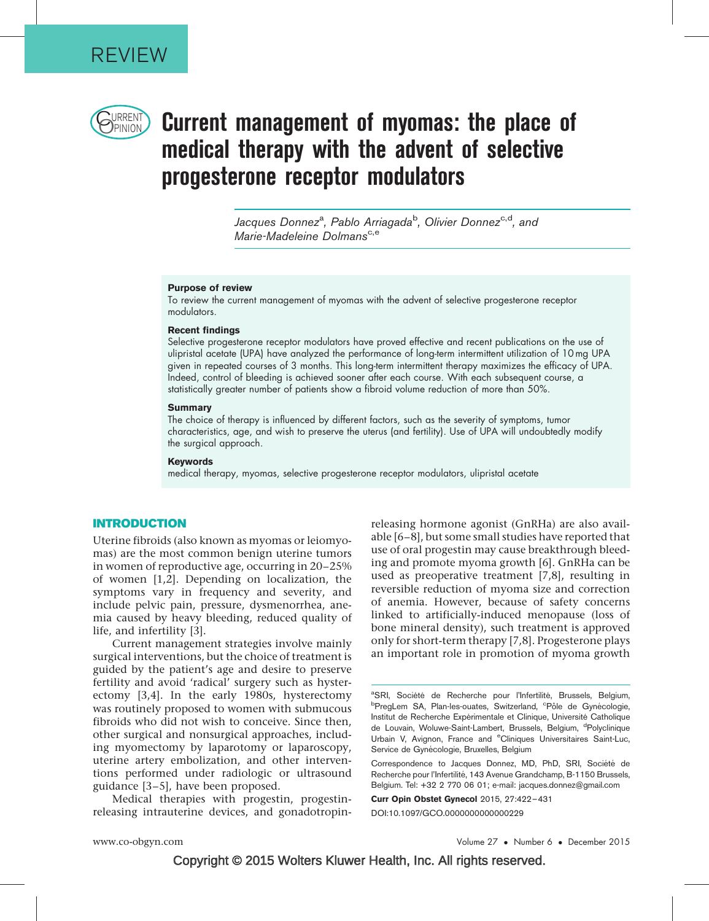REVIEW

# Current management of myomas: the place of medical therapy with the advent of selective progesterone receptor modulators

*Jacques Donnez[a], Pablo Arriagada[b], Olivier Donnez[c,d], and Marie-Madeleine Dolmans[c,e]*

**Purpose of review**

To review the current management of myomas with the advent of selective progesterone receptor modulators.

**Recent findings**

Selective progesterone receptor modulators have proved effective and recent publications on the use of ulipristal acetate (UPA) have analyzed the performance of long-term intermittent utilization of 10 mg UPA given in repeated courses of 3 months. This long-term intermittent therapy maximizes the efficacy of UPA. Indeed, control of bleeding is achieved sooner after each course. With each subsequent course, a statistically greater number of patients show a fibroid volume reduction of more than 50%.

**Summary**

The choice of therapy is influenced by different factors, such as the severity of symptoms, tumor characteristics, age, and wish to preserve the uterus (and fertility). Use of UPA will undoubtedly modify the surgical approach.

**Keywords**

medical therapy, myomas, selective progesterone receptor modulators, ulipristal acetate

## INTRODUCTION

Uterine fibroids (also known as myomas or leiomyomas) are the most common benign uterine tumors in women of reproductive age, occurring in 20–25% of women [1,2]. Depending on localization, the symptoms vary in frequency and severity, and include pelvic pain, pressure, dysmenorrhea, anemia caused by heavy bleeding, reduced quality of life, and infertility [3].

Current management strategies involve mainly surgical interventions, but the choice of treatment is guided by the patient's age and desire to preserve fertility and avoid 'radical' surgery such as hysterectomy [3,4]. In the early 1980s, hysterectomy was routinely proposed to women with submucous fibroids who did not wish to conceive. Since then, other surgical and nonsurgical approaches, including myomectomy by laparotomy or laparoscopy, uterine artery embolization, and other interventions performed under radiologic or ultrasound guidance [3–5], have been proposed.

Medical therapies with progestin, progestin-releasing intrauterine devices, and gonadotropin-releasing hormone agonist (GnRHa) are also available [6–8], but some small studies have reported that use of oral progestin may cause breakthrough bleeding and promote myoma growth [6]. GnRHa can be used as preoperative treatment [7,8], resulting in reversible reduction of myoma size and correction of anemia. However, because of safety concerns linked to artificially-induced menopause (loss of bone mineral density), such treatment is approved only for short-term therapy [7,8]. Progesterone plays an important role in promotion of myoma growth

[a]SRI, Société de Recherche pour l'Infertilité, Brussels, Belgium, [b]PregLem SA, Plan-les-ouates, Switzerland, [c]Pôle de Gynécologie, Institut de Recherche Expérimentale et Clinique, Université Catholique de Louvain, Woluwe-Saint-Lambert, Brussels, Belgium, [d]Polyclinique Urbain V, Avignon, France and [e]Cliniques Universitaires Saint-Luc, Service de Gynécologie, Bruxelles, Belgium

Correspondence to Jacques Donnez, MD, PhD, SRI, Société de Recherche pour l'Infertilité, 143 Avenue Grandchamp, B-1150 Brussels, Belgium. Tel: +32 2 770 06 01; e-mail: jacques.donnez@gmail.com

**Curr Opin Obstet Gynecol** 2015, 27:422–431

DOI:10.1097/GCO.0000000000000229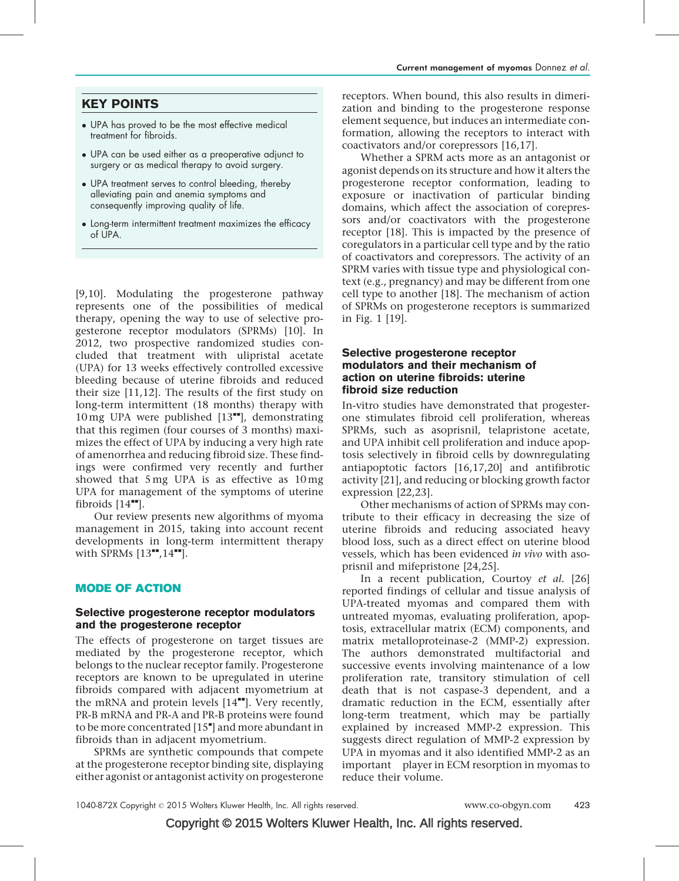## KEY POINTS

- UPA has proved to be the most effective medical treatment for fibroids.
- UPA can be used either as a preoperative adjunct to surgery or as medical therapy to avoid surgery.
- UPA treatment serves to control bleeding, thereby alleviating pain and anemia symptoms and consequently improving quality of life.
- Long-term intermittent treatment maximizes the efficacy of UPA.

[9,10]. Modulating the progesterone pathway represents one of the possibilities of medical therapy, opening the way to use of selective progesterone receptor modulators (SPRMs) [10]. In 2012, two prospective randomized studies concluded that treatment with ulipristal acetate (UPA) for 13 weeks effectively controlled excessive bleeding because of uterine fibroids and reduced their size [11,12]. The results of the first study on long-term intermittent (18 months) therapy with 10 mg UPA were published [13■■], demonstrating that this regimen (four courses of 3 months) maximizes the effect of UPA by inducing a very high rate of amenorrhea and reducing fibroid size. These findings were confirmed very recently and further showed that 5 mg UPA is as effective as 10 mg UPA for management of the symptoms of uterine fibroids [14■■].

Our review presents new algorithms of myoma management in 2015, taking into account recent developments in long-term intermittent therapy with SPRMs [13■■,14■■].

## MODE OF ACTION

### Selective progesterone receptor modulators and the progesterone receptor

The effects of progesterone on target tissues are mediated by the progesterone receptor, which belongs to the nuclear receptor family. Progesterone receptors are known to be upregulated in uterine fibroids compared with adjacent myometrium at the mRNA and protein levels [14■■]. Very recently, PR-B mRNA and PR-A and PR-B proteins were found to be more concentrated [15■] and more abundant in fibroids than in adjacent myometrium.

SPRMs are synthetic compounds that compete at the progesterone receptor binding site, displaying either agonist or antagonist activity on progesterone receptors. When bound, this also results in dimerization and binding to the progesterone response element sequence, but induces an intermediate conformation, allowing the receptors to interact with coactivators and/or corepressors [16,17].

Whether a SPRM acts more as an antagonist or agonist depends on its structure and how it alters the progesterone receptor conformation, leading to exposure or inactivation of particular binding domains, which affect the association of corepressors and/or coactivators with the progesterone receptor [18]. This is impacted by the presence of coregulators in a particular cell type and by the ratio of coactivators and corepressors. The activity of an SPRM varies with tissue type and physiological context (e.g., pregnancy) and may be different from one cell type to another [18]. The mechanism of action of SPRMs on progesterone receptors is summarized in Fig. 1 [19].

### Selective progesterone receptor modulators and their mechanism of action on uterine fibroids: uterine fibroid size reduction

In-vitro studies have demonstrated that progesterone stimulates fibroid cell proliferation, whereas SPRMs, such as asoprisnil, telapristone acetate, and UPA inhibit cell proliferation and induce apoptosis selectively in fibroid cells by downregulating antiapoptotic factors [16,17,20] and antifibrotic activity [21], and reducing or blocking growth factor expression [22,23].

Other mechanisms of action of SPRMs may contribute to their efficacy in decreasing the size of uterine fibroids and reducing associated heavy blood loss, such as a direct effect on uterine blood vessels, which has been evidenced *in vivo* with asoprisnil and mifepristone [24,25].

In a recent publication, Courtoy *et al.* [26] reported findings of cellular and tissue analysis of UPA-treated myomas and compared them with untreated myomas, evaluating proliferation, apoptosis, extracellular matrix (ECM) components, and matrix metalloproteinase-2 (MMP-2) expression. The authors demonstrated multifactorial and successive events involving maintenance of a low proliferation rate, transitory stimulation of cell death that is not caspase-3 dependent, and a dramatic reduction in the ECM, essentially after long-term treatment, which may be partially explained by increased MMP-2 expression. This suggests direct regulation of MMP-2 expression by UPA in myomas and it also identified MMP-2 as an important player in ECM resorption in myomas to reduce their volume.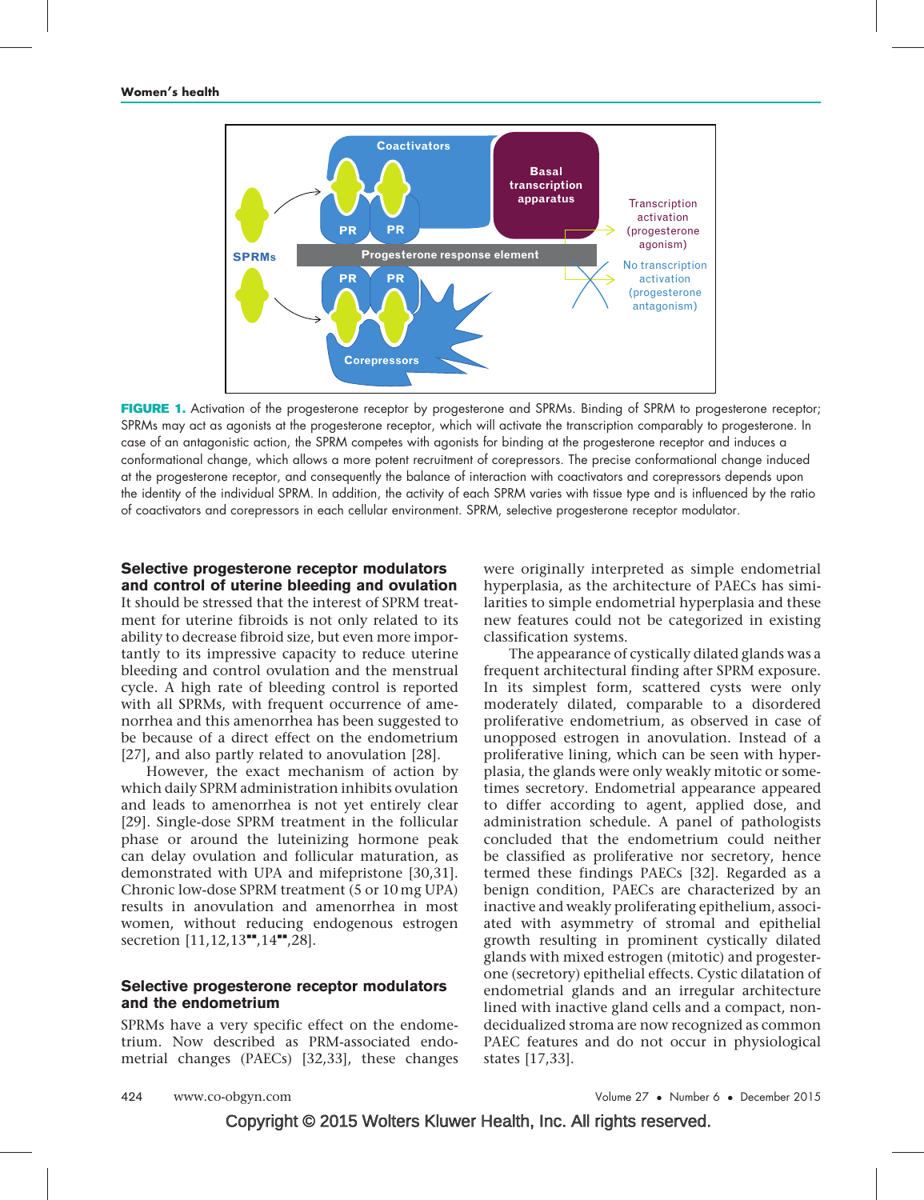**FIGURE 1.** Activation of the progesterone receptor by progesterone and SPRMs. Binding of SPRM to progesterone receptor; SPRMs may act as agonists at the progesterone receptor, which will activate the transcription comparably to progesterone. In case of an antagonistic action, the SPRM competes with agonists for binding at the progesterone receptor and induces a conformational change, which allows a more potent recruitment of corepressors. The precise conformational change induced at the progesterone receptor, and consequently the balance of interaction with coactivators and corepressors depends upon the identity of the individual SPRM. In addition, the activity of each SPRM varies with tissue type and is influenced by the ratio of coactivators and corepressors in each cellular environment. SPRM, selective progesterone receptor modulator.

## Selective progesterone receptor modulators and control of uterine bleeding and ovulation

It should be stressed that the interest of SPRM treatment for uterine fibroids is not only related to its ability to decrease fibroid size, but even more importantly to its impressive capacity to reduce uterine bleeding and control ovulation and the menstrual cycle. A high rate of bleeding control is reported with all SPRMs, with frequent occurrence of amenorrhea and this amenorrhea has been suggested to be because of a direct effect on the endometrium [27], and also partly related to anovulation [28].

However, the exact mechanism of action by which daily SPRM administration inhibits ovulation and leads to amenorrhea is not yet entirely clear [29]. Single-dose SPRM treatment in the follicular phase or around the luteinizing hormone peak can delay ovulation and follicular maturation, as demonstrated with UPA and mifepristone [30,31]. Chronic low-dose SPRM treatment (5 or 10 mg UPA) results in anovulation and amenorrhea in most women, without reducing endogenous estrogen secretion [11,12,13▪▪,14▪▪,28].

## Selective progesterone receptor modulators and the endometrium

SPRMs have a very specific effect on the endometrium. Now described as PRM-associated endometrial changes (PAECs) [32,33], these changes were originally interpreted as simple endometrial hyperplasia, as the architecture of PAECs has similarities to simple endometrial hyperplasia and these new features could not be categorized in existing classification systems.

The appearance of cystically dilated glands was a frequent architectural finding after SPRM exposure. In its simplest form, scattered cysts were only moderately dilated, comparable to a disordered proliferative endometrium, as observed in case of unopposed estrogen in anovulation. Instead of a proliferative lining, which can be seen with hyperplasia, the glands were only weakly mitotic or sometimes secretory. Endometrial appearance appeared to differ according to agent, applied dose, and administration schedule. A panel of pathologists concluded that the endometrium could neither be classified as proliferative nor secretory, hence termed these findings PAECs [32]. Regarded as a benign condition, PAECs are characterized by an inactive and weakly proliferating epithelium, associated with asymmetry of stromal and epithelial growth resulting in prominent cystically dilated glands with mixed estrogen (mitotic) and progesterone (secretory) epithelial effects. Cystic dilatation of endometrial glands and an irregular architecture lined with inactive gland cells and a compact, non-decidualized stroma are now recognized as common PAEC features and do not occur in physiological states [17,33].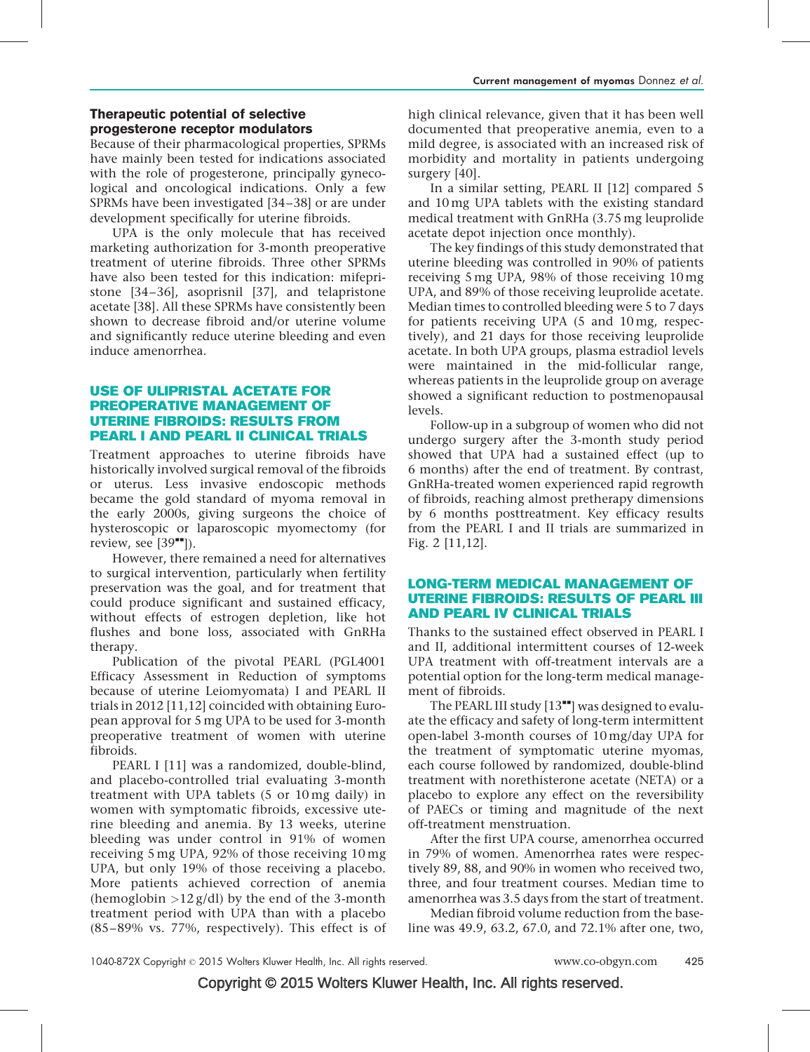### Therapeutic potential of selective progesterone receptor modulators

Because of their pharmacological properties, SPRMs have mainly been tested for indications associated with the role of progesterone, principally gynecological and oncological indications. Only a few SPRMs have been investigated [34–38] or are under development specifically for uterine fibroids.

UPA is the only molecule that has received marketing authorization for 3-month preoperative treatment of uterine fibroids. Three other SPRMs have also been tested for this indication: mifepristone [34–36], asoprisnil [37], and telapristone acetate [38]. All these SPRMs have consistently been shown to decrease fibroid and/or uterine volume and significantly reduce uterine bleeding and even induce amenorrhea.

## USE OF ULIPRISTAL ACETATE FOR PREOPERATIVE MANAGEMENT OF UTERINE FIBROIDS: RESULTS FROM PEARL I AND PEARL II CLINICAL TRIALS

Treatment approaches to uterine fibroids have historically involved surgical removal of the fibroids or uterus. Less invasive endoscopic methods became the gold standard of myoma removal in the early 2000s, giving surgeons the choice of hysteroscopic or laparoscopic myomectomy (for review, see [39▪▪]).

However, there remained a need for alternatives to surgical intervention, particularly when fertility preservation was the goal, and for treatment that could produce significant and sustained efficacy, without effects of estrogen depletion, like hot flushes and bone loss, associated with GnRHa therapy.

Publication of the pivotal PEARL (PGL4001 Efficacy Assessment in Reduction of symptoms because of uterine Leiomyomata) I and PEARL II trials in 2012 [11,12] coincided with obtaining European approval for 5 mg UPA to be used for 3-month preoperative treatment of women with uterine fibroids.

PEARL I [11] was a randomized, double-blind, and placebo-controlled trial evaluating 3-month treatment with UPA tablets (5 or 10 mg daily) in women with symptomatic fibroids, excessive uterine bleeding and anemia. By 13 weeks, uterine bleeding was under control in 91% of women receiving 5 mg UPA, 92% of those receiving 10 mg UPA, but only 19% of those receiving a placebo. More patients achieved correction of anemia (hemoglobin >12 g/dl) by the end of the 3-month treatment period with UPA than with a placebo (85–89% vs. 77%, respectively). This effect is of high clinical relevance, given that it has been well documented that preoperative anemia, even to a mild degree, is associated with an increased risk of morbidity and mortality in patients undergoing surgery [40].

In a similar setting, PEARL II [12] compared 5 and 10 mg UPA tablets with the existing standard medical treatment with GnRHa (3.75 mg leuprolide acetate depot injection once monthly).

The key findings of this study demonstrated that uterine bleeding was controlled in 90% of patients receiving 5 mg UPA, 98% of those receiving 10 mg UPA, and 89% of those receiving leuprolide acetate. Median times to controlled bleeding were 5 to 7 days for patients receiving UPA (5 and 10 mg, respectively), and 21 days for those receiving leuprolide acetate. In both UPA groups, plasma estradiol levels were maintained in the mid-follicular range, whereas patients in the leuprolide group on average showed a significant reduction to postmenopausal levels.

Follow-up in a subgroup of women who did not undergo surgery after the 3-month study period showed that UPA had a sustained effect (up to 6 months) after the end of treatment. By contrast, GnRHa-treated women experienced rapid regrowth of fibroids, reaching almost pretherapy dimensions by 6 months posttreatment. Key efficacy results from the PEARL I and II trials are summarized in Fig. 2 [11,12].

## LONG-TERM MEDICAL MANAGEMENT OF UTERINE FIBROIDS: RESULTS OF PEARL III AND PEARL IV CLINICAL TRIALS

Thanks to the sustained effect observed in PEARL I and II, additional intermittent courses of 12-week UPA treatment with off-treatment intervals are a potential option for the long-term medical management of fibroids.

The PEARL III study [13▪▪] was designed to evaluate the efficacy and safety of long-term intermittent open-label 3-month courses of 10 mg/day UPA for the treatment of symptomatic uterine myomas, each course followed by randomized, double-blind treatment with norethisterone acetate (NETA) or a placebo to explore any effect on the reversibility of PAECs or timing and magnitude of the next off-treatment menstruation.

After the first UPA course, amenorrhea occurred in 79% of women. Amenorrhea rates were respectively 89, 88, and 90% in women who received two, three, and four treatment courses. Median time to amenorrhea was 3.5 days from the start of treatment.

Median fibroid volume reduction from the baseline was 49.9, 63.2, 67.0, and 72.1% after one, two,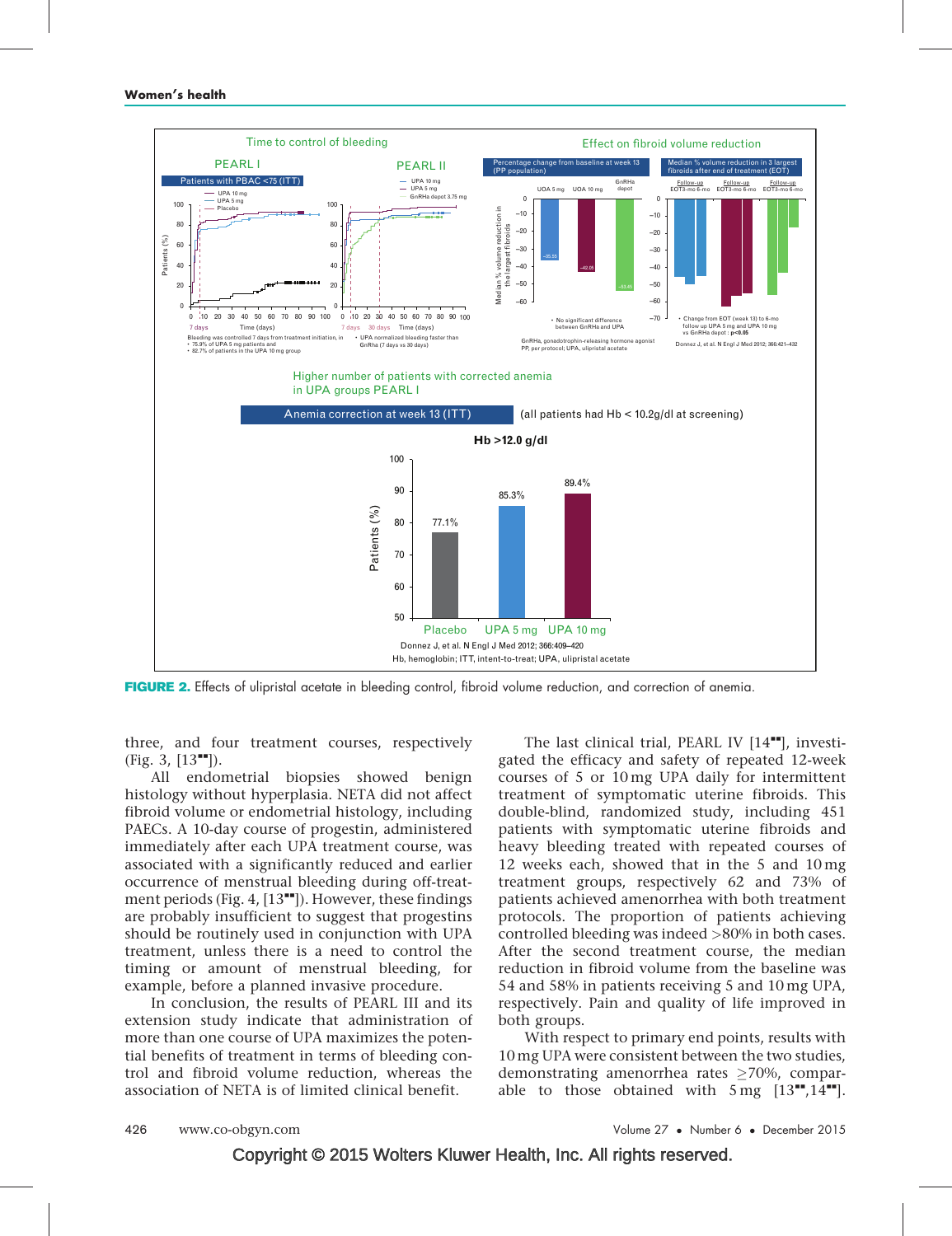**FIGURE 2.** Effects of ulipristal acetate in bleeding control, fibroid volume reduction, and correction of anemia.

three, and four treatment courses, respectively (Fig. 3, [13■■]).

All endometrial biopsies showed benign histology without hyperplasia. NETA did not affect fibroid volume or endometrial histology, including PAECs. A 10-day course of progestin, administered immediately after each UPA treatment course, was associated with a significantly reduced and earlier occurrence of menstrual bleeding during off-treatment periods (Fig. 4, [13■■]). However, these findings are probably insufficient to suggest that progestins should be routinely used in conjunction with UPA treatment, unless there is a need to control the timing or amount of menstrual bleeding, for example, before a planned invasive procedure.

In conclusion, the results of PEARL III and its extension study indicate that administration of more than one course of UPA maximizes the potential benefits of treatment in terms of bleeding control and fibroid volume reduction, whereas the association of NETA is of limited clinical benefit.

The last clinical trial, PEARL IV [14■■], investigated the efficacy and safety of repeated 12-week courses of 5 or 10 mg UPA daily for intermittent treatment of symptomatic uterine fibroids. This double-blind, randomized study, including 451 patients with symptomatic uterine fibroids and heavy bleeding treated with repeated courses of 12 weeks each, showed that in the 5 and 10 mg treatment groups, respectively 62 and 73% of patients achieved amenorrhea with both treatment protocols. The proportion of patients achieving controlled bleeding was indeed >80% in both cases. After the second treatment course, the median reduction in fibroid volume from the baseline was 54 and 58% in patients receiving 5 and 10 mg UPA, respectively. Pain and quality of life improved in both groups.

With respect to primary end points, results with 10 mg UPA were consistent between the two studies, demonstrating amenorrhea rates ≥70%, comparable to those obtained with 5 mg [13■■,14■■].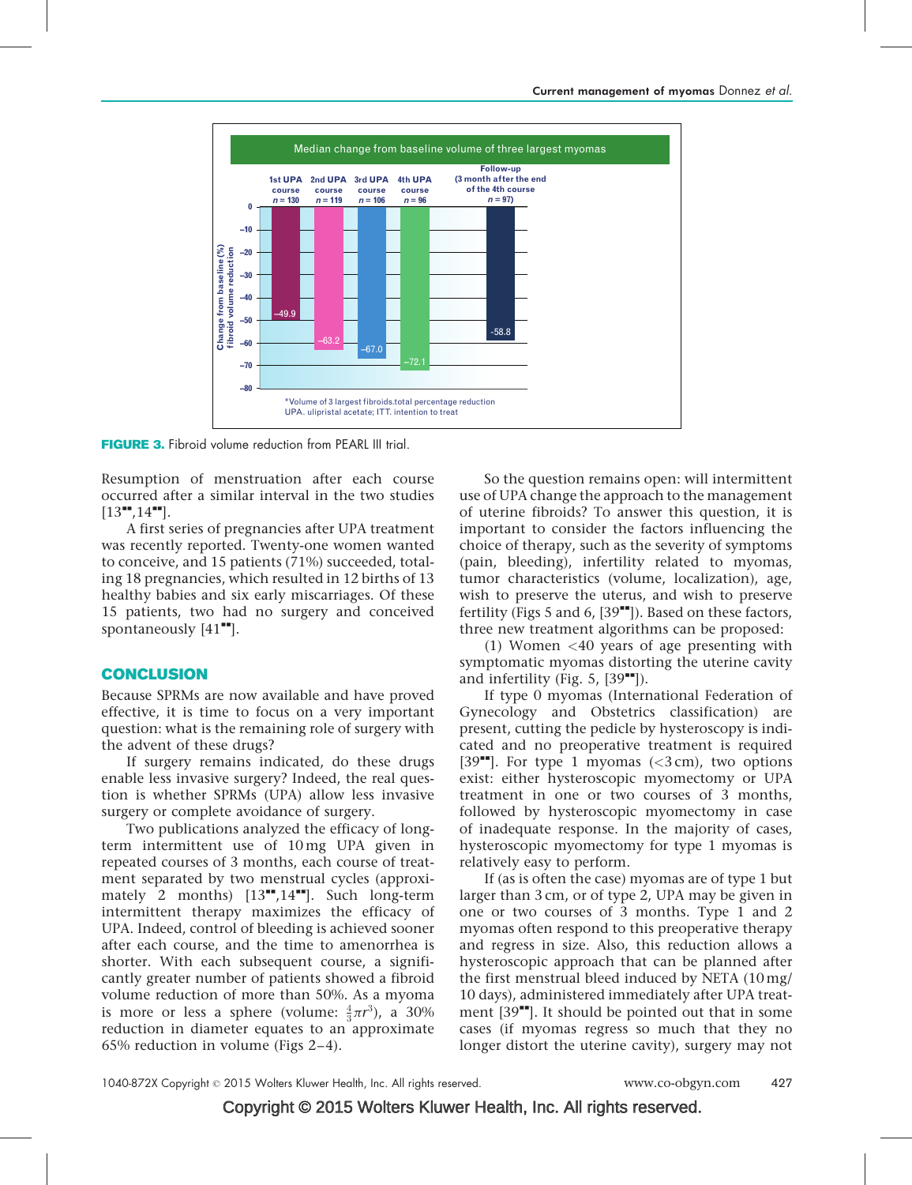FIGURE 3. Fibroid volume reduction from PEARL III trial.

Resumption of menstruation after each course occurred after a similar interval in the two studies [13▪▪,14▪▪].

A first series of pregnancies after UPA treatment was recently reported. Twenty-one women wanted to conceive, and 15 patients (71%) succeeded, totaling 18 pregnancies, which resulted in 12 births of 13 healthy babies and six early miscarriages. Of these 15 patients, two had no surgery and conceived spontaneously [41▪▪].

## CONCLUSION

Because SPRMs are now available and have proved effective, it is time to focus on a very important question: what is the remaining role of surgery with the advent of these drugs?

If surgery remains indicated, do these drugs enable less invasive surgery? Indeed, the real question is whether SPRMs (UPA) allow less invasive surgery or complete avoidance of surgery.

Two publications analyzed the efficacy of long-term intermittent use of 10 mg UPA given in repeated courses of 3 months, each course of treatment separated by two menstrual cycles (approximately 2 months) [13▪▪,14▪▪]. Such long-term intermittent therapy maximizes the efficacy of UPA. Indeed, control of bleeding is achieved sooner after each course, and the time to amenorrhea is shorter. With each subsequent course, a significantly greater number of patients showed a fibroid volume reduction of more than 50%. As a myoma is more or less a sphere (volume: $\frac{4}{3}\pi r^3$), a 30% reduction in diameter equates to an approximate 65% reduction in volume (Figs 2–4).

So the question remains open: will intermittent use of UPA change the approach to the management of uterine fibroids? To answer this question, it is important to consider the factors influencing the choice of therapy, such as the severity of symptoms (pain, bleeding), infertility related to myomas, tumor characteristics (volume, localization), age, wish to preserve the uterus, and wish to preserve fertility (Figs 5 and 6, [39▪▪]). Based on these factors, three new treatment algorithms can be proposed:

(1) Women <40 years of age presenting with symptomatic myomas distorting the uterine cavity and infertility (Fig. 5, [39▪▪]).

If type 0 myomas (International Federation of Gynecology and Obstetrics classification) are present, cutting the pedicle by hysteroscopy is indicated and no preoperative treatment is required [39▪▪]. For type 1 myomas (<3 cm), two options exist: either hysteroscopic myomectomy or UPA treatment in one or two courses of 3 months, followed by hysteroscopic myomectomy in case of inadequate response. In the majority of cases, hysteroscopic myomectomy for type 1 myomas is relatively easy to perform.

If (as is often the case) myomas are of type 1 but larger than 3 cm, or of type 2, UPA may be given in one or two courses of 3 months. Type 1 and 2 myomas often respond to this preoperative therapy and regress in size. Also, this reduction allows a hysteroscopic approach that can be planned after the first menstrual bleed induced by NETA (10 mg/10 days), administered immediately after UPA treatment [39▪▪]. It should be pointed out that in some cases (if myomas regress so much that they no longer distort the uterine cavity), surgery may not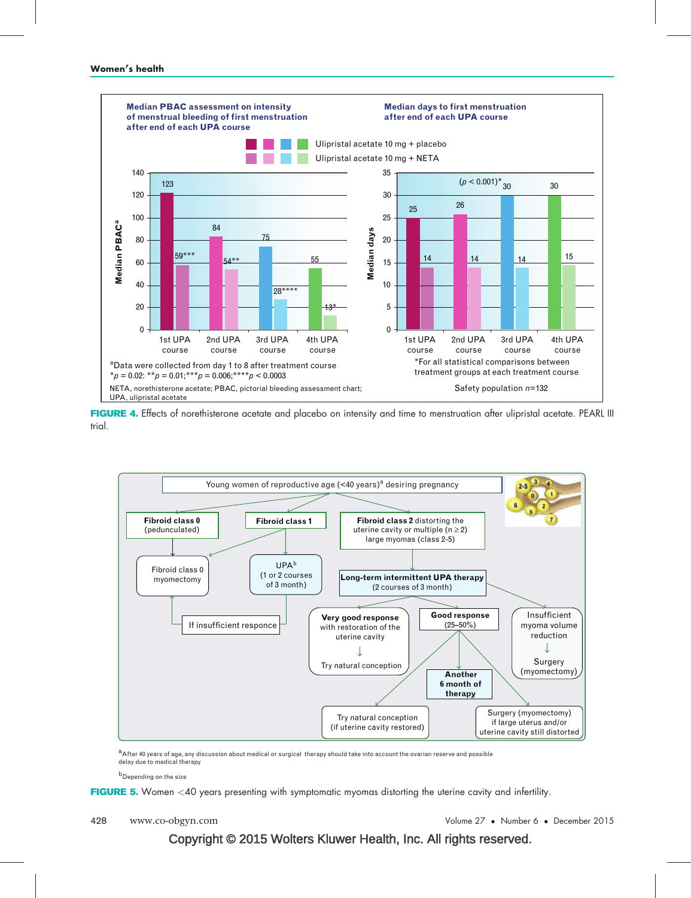FIGURE 4. Effects of norethisterone acetate and placebo on intensity and time to menstruation after ulipristal acetate. PEARL III trial.

FIGURE 5. Women <40 years presenting with symptomatic myomas distorting the uterine cavity and infertility.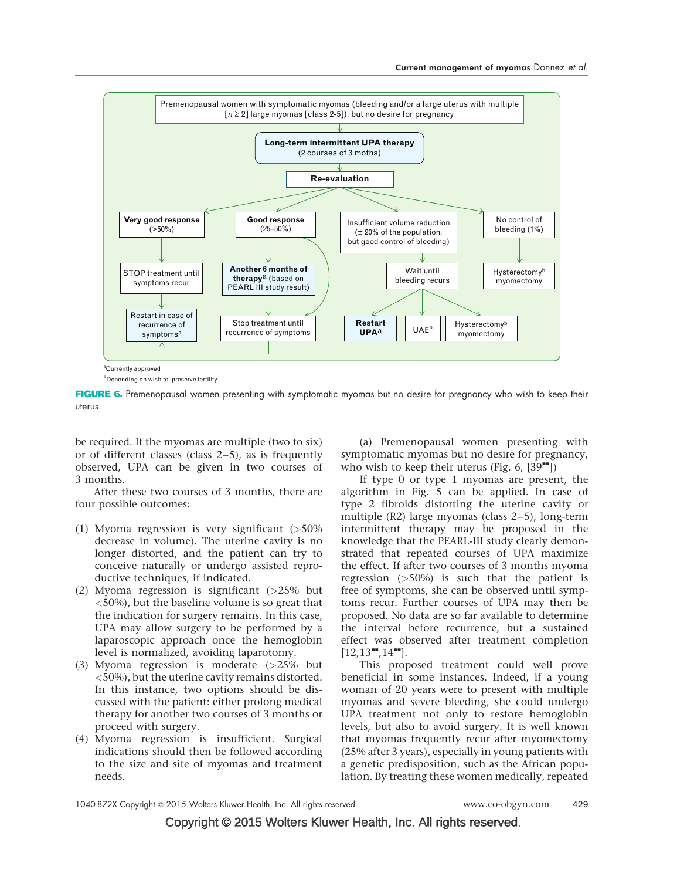Premenopausal women with symptomatic myomas (bleeding and/or a large uterus with multiple [n ≥ 2] large myomas [class 2-5]), but no desire for pregnancy

Long-term intermittent UPA therapy (2 courses of 3 moths)

Re-evaluation

- Very good response (>50%) → STOP treatment until symptoms recur → Restart in case of recurrence of symptoms[a]
- Good response (25–50%) → Another 6 months of therapy[a] (based on PEARL III study result) → Stop treatment until recurrence of symptoms → Restart in case of recurrence of symptoms[a]
- Insufficient volume reduction (± 20% of the population, but good control of bleeding) → Wait until bleeding recurs → Restart UPA[a] / UAE[b] / Hysterectomy[b] myomectomy
- No control of bleeding (1%) → Hysterectomy[b] myomectomy

[a]Currently approved

[b]Depending on wish to preserve fertility

**FIGURE 6.** Premenopausal women presenting with symptomatic myomas but no desire for pregnancy who wish to keep their uterus.

be required. If the myomas are multiple (two to six) or of different classes (class 2–5), as is frequently observed, UPA can be given in two courses of 3 months.

After these two courses of 3 months, there are four possible outcomes:

(1) Myoma regression is very significant (>50% decrease in volume). The uterine cavity is no longer distorted, and the patient can try to conceive naturally or undergo assisted reproductive techniques, if indicated.
(2) Myoma regression is significant (>25% but <50%), but the baseline volume is so great that the indication for surgery remains. In this case, UPA may allow surgery to be performed by a laparoscopic approach once the hemoglobin level is normalized, avoiding laparotomy.
(3) Myoma regression is moderate (>25% but <50%), but the uterine cavity remains distorted. In this instance, two options should be discussed with the patient: either prolong medical therapy for another two courses of 3 months or proceed with surgery.
(4) Myoma regression is insufficient. Surgical indications should then be followed according to the size and site of myomas and treatment needs.

(a) Premenopausal women presenting with symptomatic myomas but no desire for pregnancy, who wish to keep their uterus (Fig. 6, [39■■])

If type 0 or type 1 myomas are present, the algorithm in Fig. 5 can be applied. In case of type 2 fibroids distorting the uterine cavity or multiple (≥2) large myomas (class 2–5), long-term intermittent therapy may be proposed in the knowledge that the PEARL-III study clearly demonstrated that repeated courses of UPA maximize the effect. If after two courses of 3 months myoma regression (>50%) is such that the patient is free of symptoms, she can be observed until symptoms recur. Further courses of UPA may then be proposed. No data are so far available to determine the interval before recurrence, but a sustained effect was observed after treatment completion [12,13■■,14■■].

This proposed treatment could well prove beneficial in some instances. Indeed, if a young woman of 20 years were to present with multiple myomas and severe bleeding, she could undergo UPA treatment not only to restore hemoglobin levels, but also to avoid surgery. It is well known that myomas frequently recur after myomectomy (25% after 3 years), especially in young patients with a genetic predisposition, such as the African population. By treating these women medically, repeated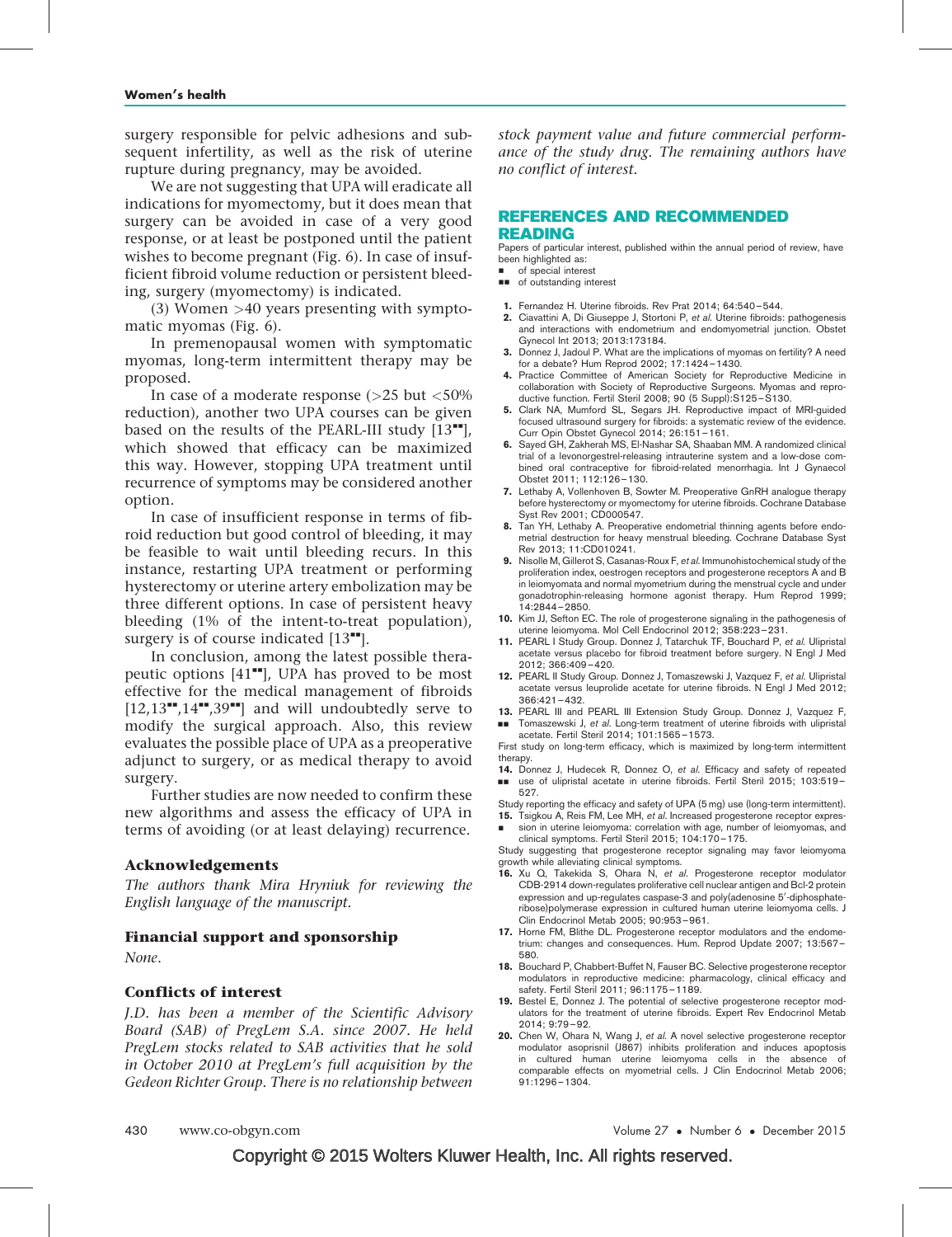surgery responsible for pelvic adhesions and subsequent infertility, as well as the risk of uterine rupture during pregnancy, may be avoided.

We are not suggesting that UPA will eradicate all indications for myomectomy, but it does mean that surgery can be avoided in case of a very good response, or at least be postponed until the patient wishes to become pregnant (Fig. 6). In case of insufficient fibroid volume reduction or persistent bleeding, surgery (myomectomy) is indicated.

(3) Women >40 years presenting with symptomatic myomas (Fig. 6).

In premenopausal women with symptomatic myomas, long-term intermittent therapy may be proposed.

In case of a moderate response (>25 but <50% reduction), another two UPA courses can be given based on the results of the PEARL-III study [13■■], which showed that efficacy can be maximized this way. However, stopping UPA treatment until recurrence of symptoms may be considered another option.

In case of insufficient response in terms of fibroid reduction but good control of bleeding, it may be feasible to wait until bleeding recurs. In this instance, restarting UPA treatment or performing hysterectomy or uterine artery embolization may be three different options. In case of persistent heavy bleeding (1% of the intent-to-treat population), surgery is of course indicated [13■■].

In conclusion, among the latest possible therapeutic options [41■■], UPA has proved to be most effective for the medical management of fibroids [12,13■■,14■■,39■■] and will undoubtedly serve to modify the surgical approach. Also, this review evaluates the possible place of UPA as a preoperative adjunct to surgery, or as medical therapy to avoid surgery.

Further studies are now needed to confirm these new algorithms and assess the efficacy of UPA in terms of avoiding (or at least delaying) recurrence.

### Acknowledgements

*The authors thank Mira Hryniuk for reviewing the English language of the manuscript.*

### Financial support and sponsorship

*None.*

### Conflicts of interest

*J.D. has been a member of the Scientific Advisory Board (SAB) of PregLem S.A. since 2007. He held PregLem stocks related to SAB activities that he sold in October 2010 at PregLem's full acquisition by the Gedeon Richter Group. There is no relationship between stock payment value and future commercial performance of the study drug. The remaining authors have no conflict of interest.*

## REFERENCES AND RECOMMENDED READING

Papers of particular interest, published within the annual period of review, have been highlighted as:

■ of special interest
■■ of outstanding interest

1. Fernandez H. Uterine fibroids. Rev Prat 2014; 64:540–544.
2. Ciavattini A, Di Giuseppe J, Stortoni P, *et al.* Uterine fibroids: pathogenesis and interactions with endometrium and endomyometrial junction. Obstet Gynecol Int 2013; 2013:173184.
3. Donnez J, Jadoul P. What are the implications of myomas on fertility? A need for a debate? Hum Reprod 2002; 17:1424–1430.
4. Practice Committee of American Society for Reproductive Medicine in collaboration with Society of Reproductive Surgeons. Myomas and reproductive function. Fertil Steril 2008; 90 (5 Suppl):S125–S130.
5. Clark NA, Mumford SL, Segars JH. Reproductive impact of MRI-guided focused ultrasound surgery for fibroids: a systematic review of the evidence. Curr Opin Obstet Gynecol 2014; 26:151–161.
6. Sayed GH, Zakherah MS, El-Nashar SA, Shaaban MM. A randomized clinical trial of a levonorgestrel-releasing intrauterine system and a low-dose combined oral contraceptive for fibroid-related menorrhagia. Int J Gynaecol Obstet 2011; 112:126–130.
7. Lethaby A, Vollenhoven B, Sowter M. Preoperative GnRH analogue therapy before hysterectomy or myomectomy for uterine fibroids. Cochrane Database Syst Rev 2001; CD000547.
8. Tan YH, Lethaby A. Preoperative endometrial thinning agents before endometrial destruction for heavy menstrual bleeding. Cochrane Database Syst Rev 2013; 11:CD010241.
9. Nisolle M, Gillerot S, Casanas-Roux F, *et al.* Immunohistochemical study of the proliferation index, oestrogen receptors and progesterone receptors A and B in leiomyomata and normal myometrium during the menstrual cycle and under gonadotrophin-releasing hormone agonist therapy. Hum Reprod 1999; 14:2844–2850.
10. Kim JJ, Sefton EC. The role of progesterone signaling in the pathogenesis of uterine leiomyoma. Mol Cell Endocrinol 2012; 358:223–231.
11. PEARL I Study Group. Donnez J, Tatarchuk TF, Bouchard P, *et al.* Ulipristal acetate versus placebo for fibroid treatment before surgery. N Engl J Med 2012; 366:409–420.
12. PEARL II Study Group. Donnez J, Tomaszewski J, Vazquez F, *et al.* Ulipristal acetate versus leuprolide acetate for uterine fibroids. N Engl J Med 2012; 366:421–432.
13. ■■ PEARL III and PEARL III Extension Study Group. Donnez J, Vazquez F, Tomaszewski J, *et al.* Long-term treatment of uterine fibroids with ulipristal acetate. Fertil Steril 2014; 101:1565–1573.
First study on long-term efficacy, which is maximized by long-term intermittent therapy.
14. ■■ Donnez J, Hudecek R, Donnez O, *et al.* Efficacy and safety of repeated use of ulipristal acetate in uterine fibroids. Fertil Steril 2015; 103:519–527.
Study reporting the efficacy and safety of UPA (5 mg) use (long-term intermittent).
15. ■ Tsigkou A, Reis FM, Lee MH, *et al.* Increased progesterone receptor expression in uterine leiomyoma: correlation with age, number of leiomyomas, and clinical symptoms. Fertil Steril 2015; 104:170–175.
Study suggesting that progesterone receptor signaling may favor leiomyoma growth while alleviating clinical symptoms.
16. Xu Q, Takekida S, Ohara N, *et al.* Progesterone receptor modulator CDB-2914 down-regulates proliferative cell nuclear antigen and Bcl-2 protein expression and up-regulates caspase-3 and poly(adenosine 5′-diphosphate-ribose)polymerase expression in cultured human uterine leiomyoma cells. J Clin Endocrinol Metab 2005; 90:953–961.
17. Horne FM, Blithe DL. Progesterone receptor modulators and the endometrium: changes and consequences. Hum. Reprod Update 2007; 13:567–580.
18. Bouchard P, Chabbert-Buffet N, Fauser BC. Selective progesterone receptor modulators in reproductive medicine: pharmacology, clinical efficacy and safety. Fertil Steril 2011; 96:1175–1189.
19. Bestel E, Donnez J. The potential of selective progesterone receptor modulators for the treatment of uterine fibroids. Expert Rev Endocrinol Metab 2014; 9:79–92.
20. Chen W, Ohara N, Wang J, *et al.* A novel selective progesterone receptor modulator asoprisnil (J867) inhibits proliferation and induces apoptosis in cultured human uterine leiomyoma cells in the absence of comparable effects on myometrial cells. J Clin Endocrinol Metab 2006; 91:1296–1304.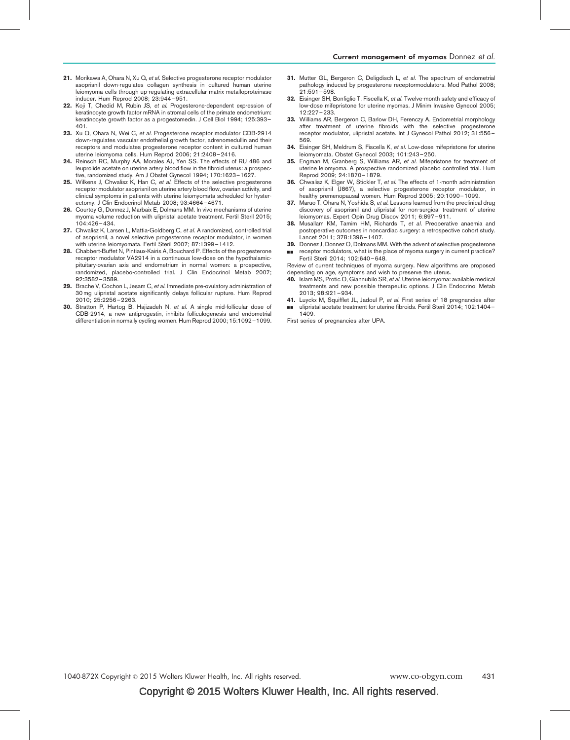21. Morikawa A, Ohara N, Xu Q, *et al.* Selective progesterone receptor modulator asoprisnil down-regulates collagen synthesis in cultured human uterine leiomyoma cells through up-regulating extracellular matrix metalloproteinase inducer. Hum Reprod 2008; 23:944–951.
22. Koji T, Chedid M, Rubin JS, *et al.* Progesterone-dependent expression of keratinocyte growth factor mRNA in stromal cells of the primate endometrium: keratinocyte growth factor as a progestomedin. J Cell Biol 1994; 125:393–401.
23. Xu Q, Ohara N, Wei C, *et al.* Progesterone receptor modulator CDB-2914 down-regulates vascular endothelial growth factor, adrenomedullin and their receptors and modulates progesterone receptor content in cultured human uterine leiomyoma cells. Hum Reprod 2006; 21:2408–2416.
24. Reinsch RC, Murphy AA, Morales AJ, Yen SS. The effects of RU 486 and leuprolide acetate on uterine artery blood flow in the fibroid uterus: a prospective, randomized study. Am J Obstet Gynecol 1994; 170:1623–1627.
25. Wilkens J, Chwalisz K, Han C, *et al.* Effects of the selective progesterone receptor modulator asoprisnil on uterine artery blood flow, ovarian activity, and clinical symptoms in patients with uterine leiomyomata scheduled for hysterectomy. J Clin Endocrinol Metab 2008; 93:4664–4671.
26. Courtoy G, Donnez J, Marbaix E, Dolmans MM. In vivo mechanisms of uterine myoma volume reduction with ulipristal acetate treatment. Fertil Steril 2015; 104:426–434.
27. Chwalisz K, Larsen L, Mattia-Goldberg C, *et al.* A randomized, controlled trial of asoprisnil, a novel selective progesterone receptor modulator, in women with uterine leiomyomata. Fertil Steril 2007; 87:1399–1412.
28. Chabbert-Buffet N, Pintiaux-Kairis A, Bouchard P. Effects of the progesterone receptor modulator VA2914 in a continuous low-dose on the hypothalamic-pituitary-ovarian axis and endometrium in normal women: a prospective, randomized, placebo-controlled trial. J Clin Endocrinol Metab 2007; 92:3582–3589.
29. Brache V, Cochon L, Jesam C, *et al.* Immediate pre-ovulatory administration of 30 mg ulipristal acetate significantly delays follicular rupture. Hum Reprod 2010; 25:2256–2263.
30. Stratton P, Hartog B, Hajizadeh N, *et al.* A single mid-follicular dose of CDB-2914, a new antiprogestin, inhibits folliculogenesis and endometrial differentiation in normally cycling women. Hum Reprod 2000; 15:1092–1099.
31. Mutter GL, Bergeron C, Deligdisch L, *et al.* The spectrum of endometrial pathology induced by progesterone receptormodulators. Mod Pathol 2008; 21:591–598.
32. Eisinger SH, Bonfiglio T, Fiscella K, *et al.* Twelve-month safety and efficacy of low-dose mifepristone for uterine myomas. J Minim Invasive Gynecol 2005; 12:227–233.
33. Williams AR, Bergeron C, Barlow DH, Ferenczy A. Endometrial morphology after treatment of uterine fibroids with the selective progesterone receptor modulator, ulipristal acetate. Int J Gynecol Pathol 2012; 31:556–569.
34. Eisinger SH, Meldrum S, Fiscella K, *et al.* Low-dose mifepristone for uterine leiomyomata. Obstet Gynecol 2003; 101:243–250.
35. Engman M, Granberg S, Williams AR, *et al.* Mifepristone for treatment of uterine leiomyoma. A prospective randomized placebo controlled trial. Hum Reprod 2009; 24:1870–1879.
36. Chwalisz K, Elger W, Stickler T, *et al.* The effects of 1-month administration of asoprisnil (J867), a selective progesterone receptor modulator, in healthy premenopausal women. Hum Reprod 2005; 20:1090–1099.
37. Maruo T, Ohara N, Yoshida S, *et al.* Lessons learned from the preclinical drug discovery of asoprisnil and ulipristal for non-surgical treatment of uterine leiomyomas. Expert Opin Drug Discov 2011; 6:897–911.
38. Musallam KM, Tamim HM, Richards T, *et al.* Preoperative anaemia and postoperative outcomes in noncardiac surgery: a retrospective cohort study. Lancet 2011; 378:1396–1407.
39. ■■ Donnez J, Donnez O, Dolmans MM. With the advent of selective progesterone receptor modulators, what is the place of myoma surgery in current practice? Fertil Steril 2014; 102:640–648.

Review of current techniques of myoma surgery. New algorithms are proposed depending on age, symptoms and wish to preserve the uterus.

40. Islam MS, Protic O, Giannubilo SR, *et al.* Uterine leiomyoma: available medical treatments and new possible therapeutic options. J Clin Endocrinol Metab 2013; 98:921–934.
41. ■■ Luyckx M, Squifflet JL, Jadoul P, *et al.* First series of 18 pregnancies after ulipristal acetate treatment for uterine fibroids. Fertil Steril 2014; 102:1404–1409.

First series of pregnancies after UPA.